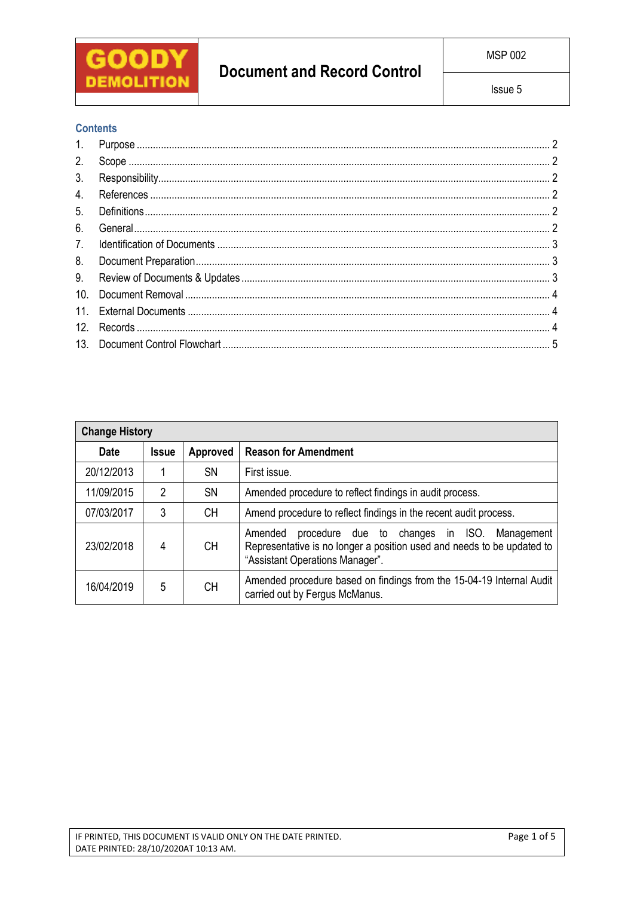| GOODY DEMOLITION | Document and Record Control | MSP 002 |
|---|---|---|
| | | Issue 5 |

## Contents

1. Purpose ... 2
2. Scope ... 2
3. Responsibility ... 2
4. References ... 2
5. Definitions ... 2
6. General ... 2
7. Identification of Documents ... 3
8. Document Preparation ... 3
9. Review of Documents & Updates ... 3
10. Document Removal ... 4
11. External Documents ... 4
12. Records ... 4
13. Document Control Flowchart ... 5

| **Change History** | | | |
|---|---|---|---|
| **Date** | **Issue** | **Approved** | **Reason for Amendment** |
| 20/12/2013 | 1 | SN | First issue. |
| 11/09/2015 | 2 | SN | Amended procedure to reflect findings in audit process. |
| 07/03/2017 | 3 | CH | Amend procedure to reflect findings in the recent audit process. |
| 23/02/2018 | 4 | CH | Amended procedure due to changes in ISO. Management Representative is no longer a position used and needs to be updated to "Assistant Operations Manager". |
| 16/04/2019 | 5 | CH | Amended procedure based on findings from the 15-04-19 Internal Audit carried out by Fergus McManus. |

IF PRINTED, THIS DOCUMENT IS VALID ONLY ON THE DATE PRINTED.
DATE PRINTED: 28/10/2020AT 10:13 AM.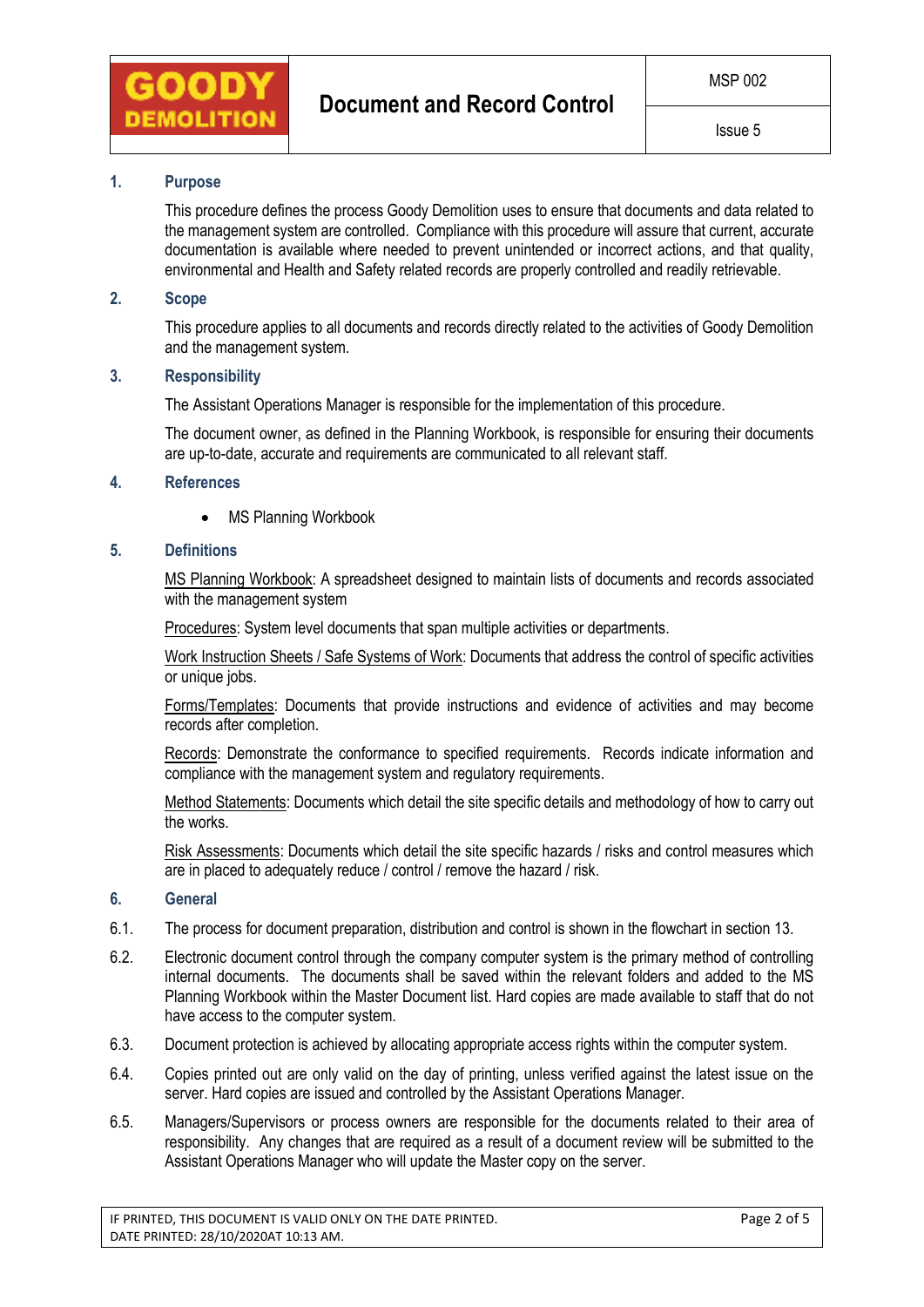## 1. Purpose

This procedure defines the process Goody Demolition uses to ensure that documents and data related to the management system are controlled. Compliance with this procedure will assure that current, accurate documentation is available where needed to prevent unintended or incorrect actions, and that quality, environmental and Health and Safety related records are properly controlled and readily retrievable.

## 2. Scope

This procedure applies to all documents and records directly related to the activities of Goody Demolition and the management system.

## 3. Responsibility

The Assistant Operations Manager is responsible for the implementation of this procedure.

The document owner, as defined in the Planning Workbook, is responsible for ensuring their documents are up-to-date, accurate and requirements are communicated to all relevant staff.

## 4. References

- MS Planning Workbook

## 5. Definitions

MS Planning Workbook: A spreadsheet designed to maintain lists of documents and records associated with the management system

Procedures: System level documents that span multiple activities or departments.

Work Instruction Sheets / Safe Systems of Work: Documents that address the control of specific activities or unique jobs.

Forms/Templates: Documents that provide instructions and evidence of activities and may become records after completion.

Records: Demonstrate the conformance to specified requirements. Records indicate information and compliance with the management system and regulatory requirements.

Method Statements: Documents which detail the site specific details and methodology of how to carry out the works.

Risk Assessments: Documents which detail the site specific hazards / risks and control measures which are in placed to adequately reduce / control / remove the hazard / risk.

## 6. General

6.1. The process for document preparation, distribution and control is shown in the flowchart in section 13.

6.2. Electronic document control through the company computer system is the primary method of controlling internal documents. The documents shall be saved within the relevant folders and added to the MS Planning Workbook within the Master Document list. Hard copies are made available to staff that do not have access to the computer system.

6.3. Document protection is achieved by allocating appropriate access rights within the computer system.

6.4. Copies printed out are only valid on the day of printing, unless verified against the latest issue on the server. Hard copies are issued and controlled by the Assistant Operations Manager.

6.5. Managers/Supervisors or process owners are responsible for the documents related to their area of responsibility. Any changes that are required as a result of a document review will be submitted to the Assistant Operations Manager who will update the Master copy on the server.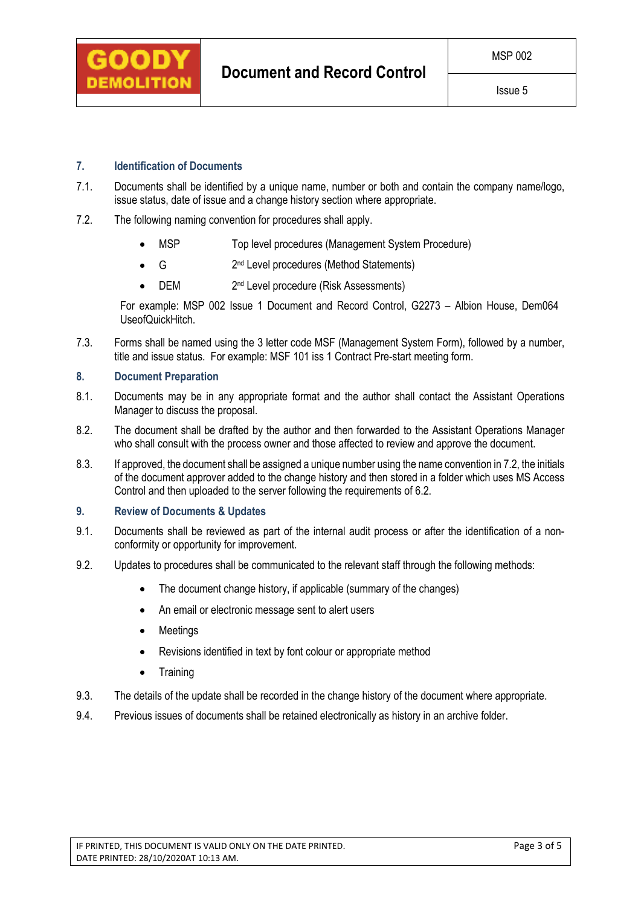## 7. Identification of Documents

7.1. Documents shall be identified by a unique name, number or both and contain the company name/logo, issue status, date of issue and a change history section where appropriate.

7.2. The following naming convention for procedures shall apply.

- MSP Top level procedures (Management System Procedure)
- G 2nd Level procedures (Method Statements)
- DEM 2nd Level procedure (Risk Assessments)

For example: MSP 002 Issue 1 Document and Record Control, G2273 – Albion House, Dem064 UseofQuickHitch.

7.3. Forms shall be named using the 3 letter code MSF (Management System Form), followed by a number, title and issue status. For example: MSF 101 iss 1 Contract Pre-start meeting form.

## 8. Document Preparation

8.1. Documents may be in any appropriate format and the author shall contact the Assistant Operations Manager to discuss the proposal.

8.2. The document shall be drafted by the author and then forwarded to the Assistant Operations Manager who shall consult with the process owner and those affected to review and approve the document.

8.3. If approved, the document shall be assigned a unique number using the name convention in 7.2, the initials of the document approver added to the change history and then stored in a folder which uses MS Access Control and then uploaded to the server following the requirements of 6.2.

## 9. Review of Documents & Updates

9.1. Documents shall be reviewed as part of the internal audit process or after the identification of a non-conformity or opportunity for improvement.

9.2. Updates to procedures shall be communicated to the relevant staff through the following methods:

- The document change history, if applicable (summary of the changes)
- An email or electronic message sent to alert users
- Meetings
- Revisions identified in text by font colour or appropriate method
- Training

9.3. The details of the update shall be recorded in the change history of the document where appropriate.

9.4. Previous issues of documents shall be retained electronically as history in an archive folder.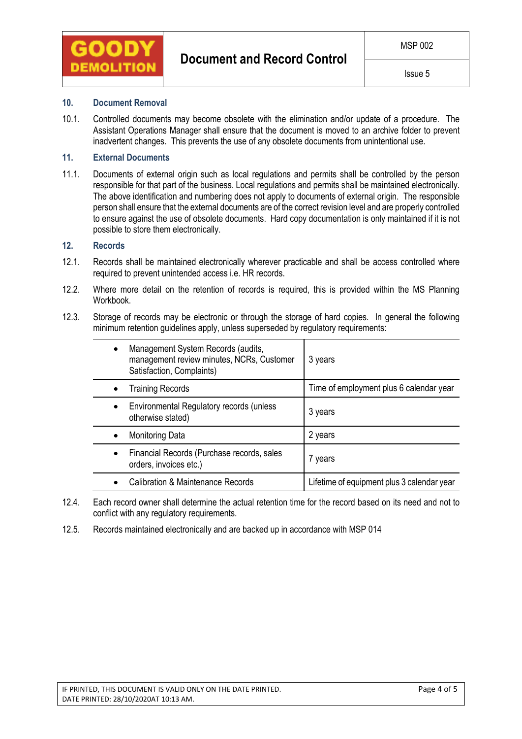## 10. Document Removal

10.1. Controlled documents may become obsolete with the elimination and/or update of a procedure. The Assistant Operations Manager shall ensure that the document is moved to an archive folder to prevent inadvertent changes. This prevents the use of any obsolete documents from unintentional use.

## 11. External Documents

11.1. Documents of external origin such as local regulations and permits shall be controlled by the person responsible for that part of the business. Local regulations and permits shall be maintained electronically. The above identification and numbering does not apply to documents of external origin. The responsible person shall ensure that the external documents are of the correct revision level and are properly controlled to ensure against the use of obsolete documents. Hard copy documentation is only maintained if it is not possible to store them electronically.

## 12. Records

12.1. Records shall be maintained electronically wherever practicable and shall be access controlled where required to prevent unintended access i.e. HR records.

12.2. Where more detail on the retention of records is required, this is provided within the MS Planning Workbook.

12.3. Storage of records may be electronic or through the storage of hard copies. In general the following minimum retention guidelines apply, unless superseded by regulatory requirements:

| Record | Retention |
|---|---|
| • Management System Records (audits, management review minutes, NCRs, Customer Satisfaction, Complaints) | 3 years |
| • Training Records | Time of employment plus 6 calendar year |
| • Environmental Regulatory records (unless otherwise stated) | 3 years |
| • Monitoring Data | 2 years |
| • Financial Records (Purchase records, sales orders, invoices etc.) | 7 years |
| • Calibration & Maintenance Records | Lifetime of equipment plus 3 calendar year |

12.4. Each record owner shall determine the actual retention time for the record based on its need and not to conflict with any regulatory requirements.

12.5. Records maintained electronically and are backed up in accordance with MSP 014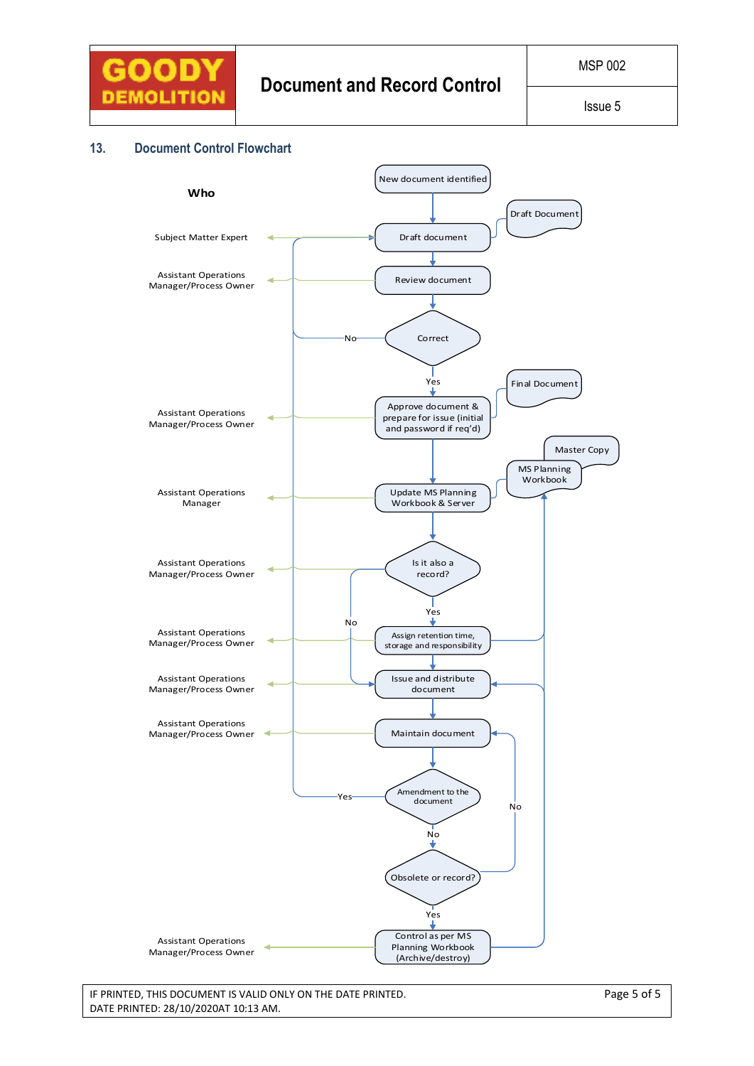## 13. Document Control Flowchart

Who

Subject Matter Expert

Assistant Operations Manager/Process Owner

Assistant Operations Manager/Process Owner

Assistant Operations Manager

Assistant Operations Manager/Process Owner

Assistant Operations Manager/Process Owner

Assistant Operations Manager/Process Owner

Assistant Operations Manager/Process Owner

Assistant Operations Manager/Process Owner

New document identified

Draft Document

Draft document

Review document

Correct

No

Yes

Final Document

Approve document & prepare for issue (initial and password if req'd)

Master Copy

MS Planning Workbook

Update MS Planning Workbook & Server

Is it also a record?

Yes

No

Assign retention time, storage and responsibility

Issue and distribute document

Maintain document

Amendment to the document

Yes

No

No

Obsolete or record?

Yes

Control as per MS Planning Workbook (Archive/destroy)

IF PRINTED, THIS DOCUMENT IS VALID ONLY ON THE DATE PRINTED.
DATE PRINTED: 28/10/2020AT 10:13 AM.